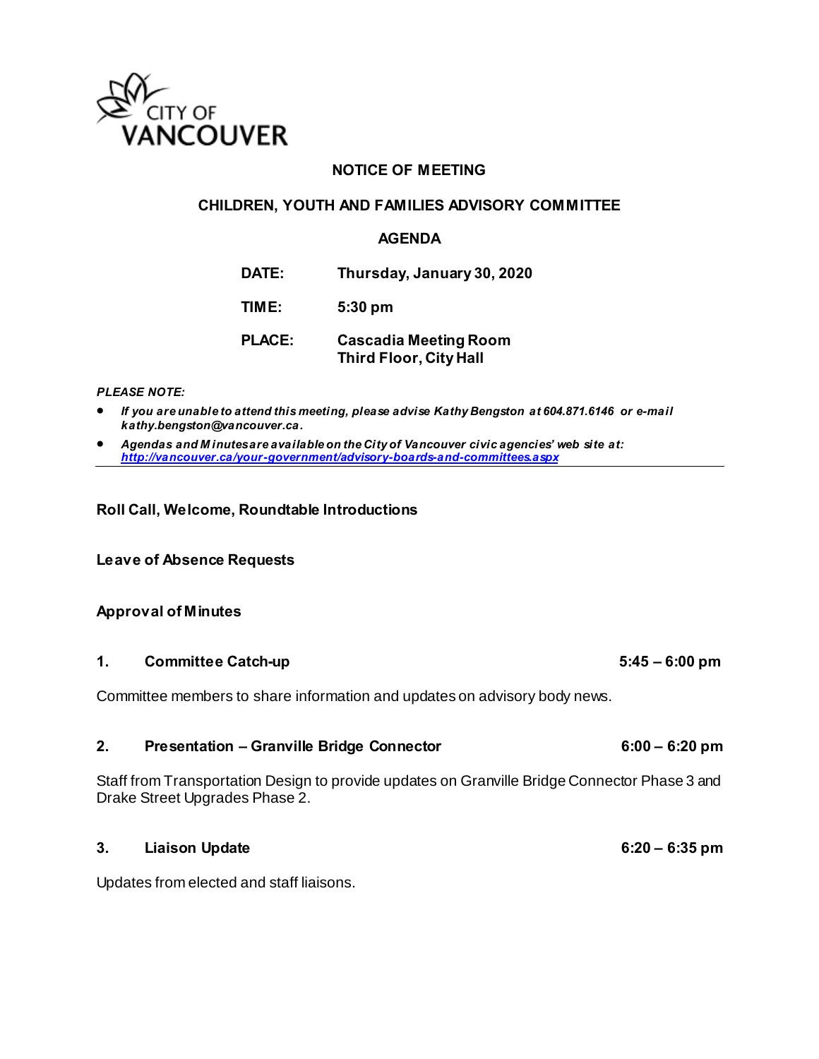CITY OF VANCOUVER

**NOTICE OF MEETING**

**CHILDREN, YOUTH AND FAMILIES ADVISORY COMMITTEE**

**AGENDA**

| | |
|---|---|
| **DATE:** | **Thursday, January 30, 2020** |
| **TIME:** | **5:30 pm** |
| **PLACE:** | **Cascadia Meeting Room**<br>**Third Floor, City Hall** |

***PLEASE NOTE:***

- ***If you are unable to attend this meeting, please advise Kathy Bengston at 604.871.6146 or e-mail kathy.bengston@vancouver.ca.***
- ***Agendas and Minutes are available on the City of Vancouver civic agencies' web site at: http://vancouver.ca/your-government/advisory-boards-and-committees.aspx***

---

**Roll Call, Welcome, Roundtable Introductions**

**Leave of Absence Requests**

**Approval of Minutes**

**1. Committee Catch-up** **5:45 – 6:00 pm**

Committee members to share information and updates on advisory body news.

**2. Presentation – Granville Bridge Connector** **6:00 – 6:20 pm**

Staff from Transportation Design to provide updates on Granville Bridge Connector Phase 3 and Drake Street Upgrades Phase 2.

**3. Liaison Update** **6:20 – 6:35 pm**

Updates from elected and staff liaisons.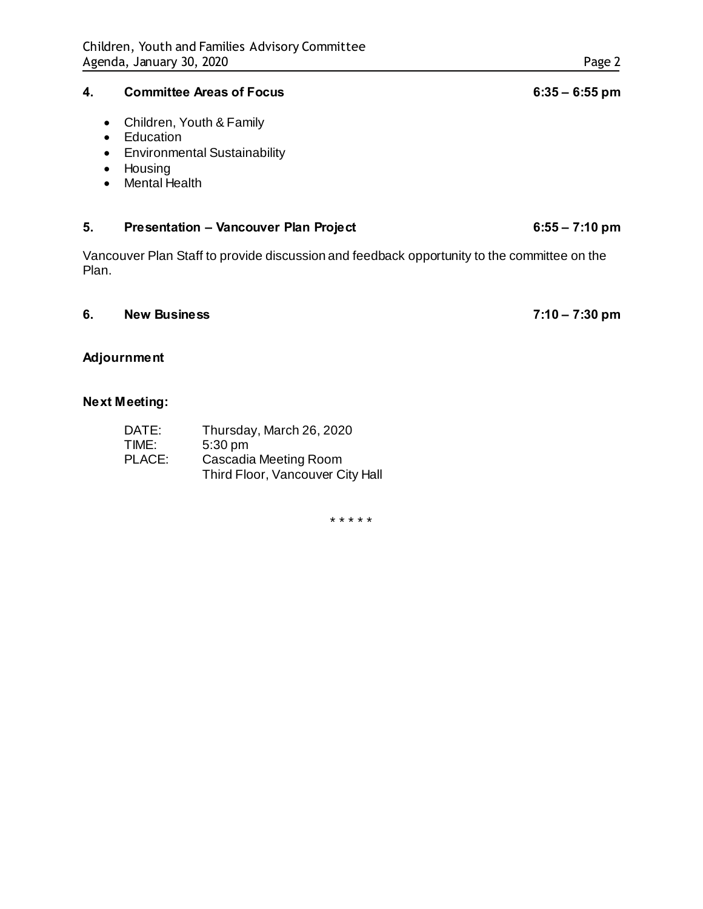## 4. Committee Areas of Focus — 6:35 – 6:55 pm

- Children, Youth & Family
- Education
- Environmental Sustainability
- Housing
- Mental Health

## 5. Presentation – Vancouver Plan Project — 6:55 – 7:10 pm

Vancouver Plan Staff to provide discussion and feedback opportunity to the committee on the Plan.

## 6. New Business — 7:10 – 7:30 pm

**Adjournment**

**Next Meeting:**

| | |
|---|---|
| DATE: | Thursday, March 26, 2020 |
| TIME: | 5:30 pm |
| PLACE: | Cascadia Meeting Room<br>Third Floor, Vancouver City Hall |

\* \* \* \* \*